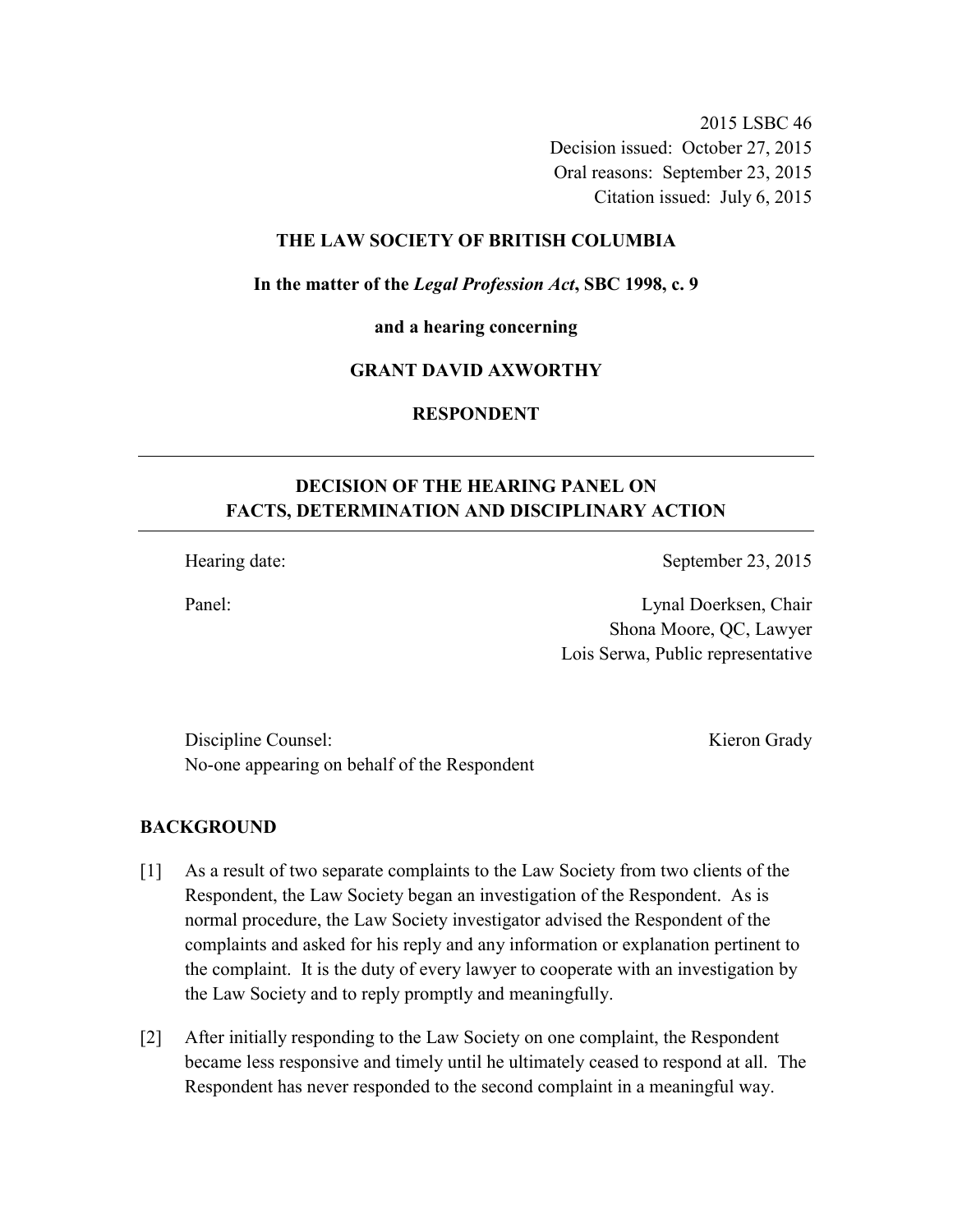2015 LSBC 46
Decision issued: October 27, 2015
Oral reasons: September 23, 2015
Citation issued: July 6, 2015

**THE LAW SOCIETY OF BRITISH COLUMBIA**

**In the matter of the *Legal Profession Act*, SBC 1998, c. 9**

**and a hearing concerning**

**GRANT DAVID AXWORTHY**

**RESPONDENT**

---

## DECISION OF THE HEARING PANEL ON FACTS, DETERMINATION AND DISCIPLINARY ACTION

---

| | |
|---|---|
| Hearing date: | September 23, 2015 |
| Panel: | Lynal Doerksen, Chair<br>Shona Moore, QC, Lawyer<br>Lois Serwa, Public representative |

| | |
|---|---|
| Discipline Counsel: | Kieron Grady |
| No-one appearing on behalf of the Respondent | |

## BACKGROUND

[1] As a result of two separate complaints to the Law Society from two clients of the Respondent, the Law Society began an investigation of the Respondent. As is normal procedure, the Law Society investigator advised the Respondent of the complaints and asked for his reply and any information or explanation pertinent to the complaint. It is the duty of every lawyer to cooperate with an investigation by the Law Society and to reply promptly and meaningfully.

[2] After initially responding to the Law Society on one complaint, the Respondent became less responsive and timely until he ultimately ceased to respond at all. The Respondent has never responded to the second complaint in a meaningful way.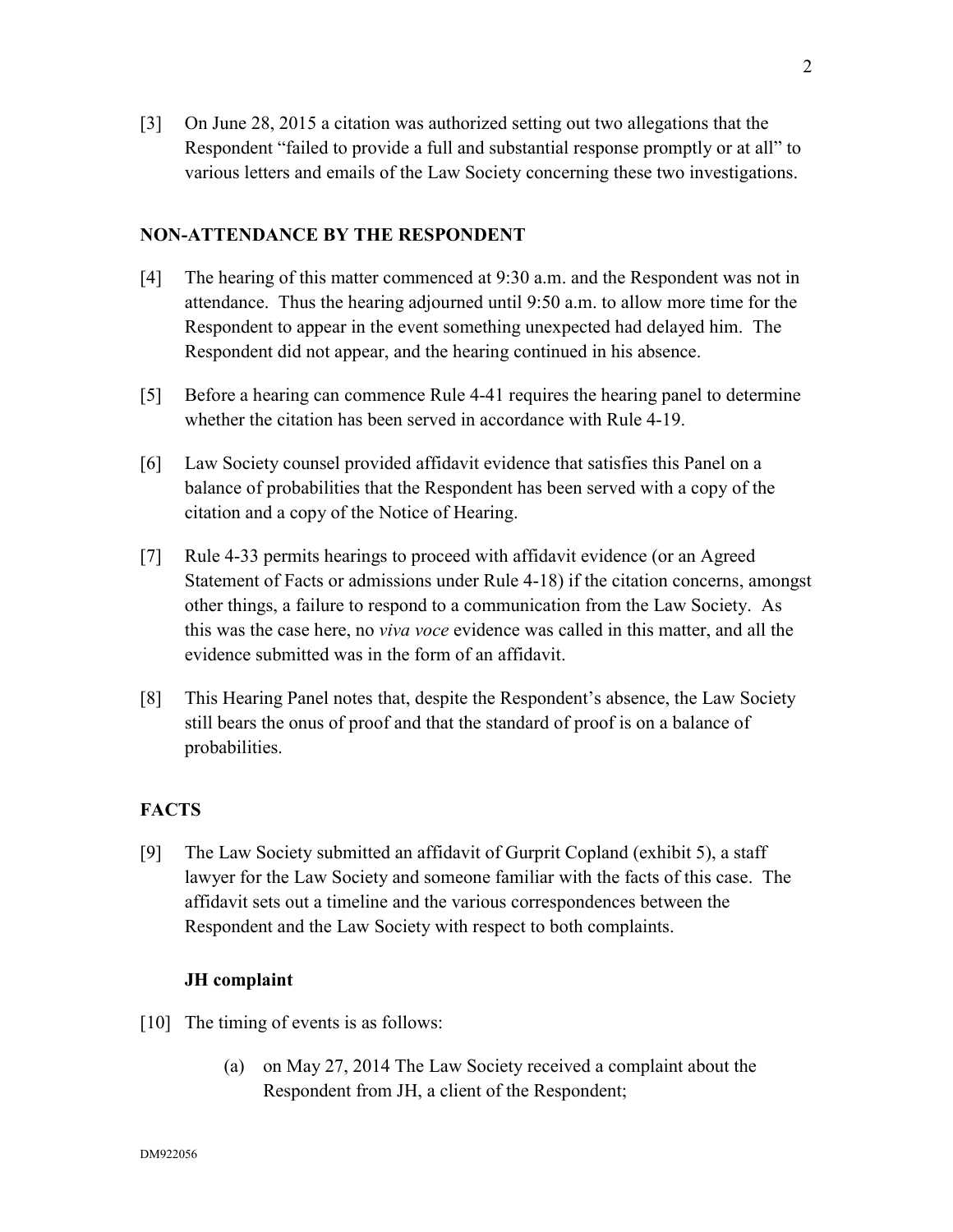[3] On June 28, 2015 a citation was authorized setting out two allegations that the Respondent "failed to provide a full and substantial response promptly or at all" to various letters and emails of the Law Society concerning these two investigations.

## NON-ATTENDANCE BY THE RESPONDENT

[4] The hearing of this matter commenced at 9:30 a.m. and the Respondent was not in attendance. Thus the hearing adjourned until 9:50 a.m. to allow more time for the Respondent to appear in the event something unexpected had delayed him. The Respondent did not appear, and the hearing continued in his absence.

[5] Before a hearing can commence Rule 4-41 requires the hearing panel to determine whether the citation has been served in accordance with Rule 4-19.

[6] Law Society counsel provided affidavit evidence that satisfies this Panel on a balance of probabilities that the Respondent has been served with a copy of the citation and a copy of the Notice of Hearing.

[7] Rule 4-33 permits hearings to proceed with affidavit evidence (or an Agreed Statement of Facts or admissions under Rule 4-18) if the citation concerns, amongst other things, a failure to respond to a communication from the Law Society. As this was the case here, no *viva voce* evidence was called in this matter, and all the evidence submitted was in the form of an affidavit.

[8] This Hearing Panel notes that, despite the Respondent's absence, the Law Society still bears the onus of proof and that the standard of proof is on a balance of probabilities.

## FACTS

[9] The Law Society submitted an affidavit of Gurprit Copland (exhibit 5), a staff lawyer for the Law Society and someone familiar with the facts of this case. The affidavit sets out a timeline and the various correspondences between the Respondent and the Law Society with respect to both complaints.

### JH complaint

[10] The timing of events is as follows:

(a) on May 27, 2014 The Law Society received a complaint about the Respondent from JH, a client of the Respondent;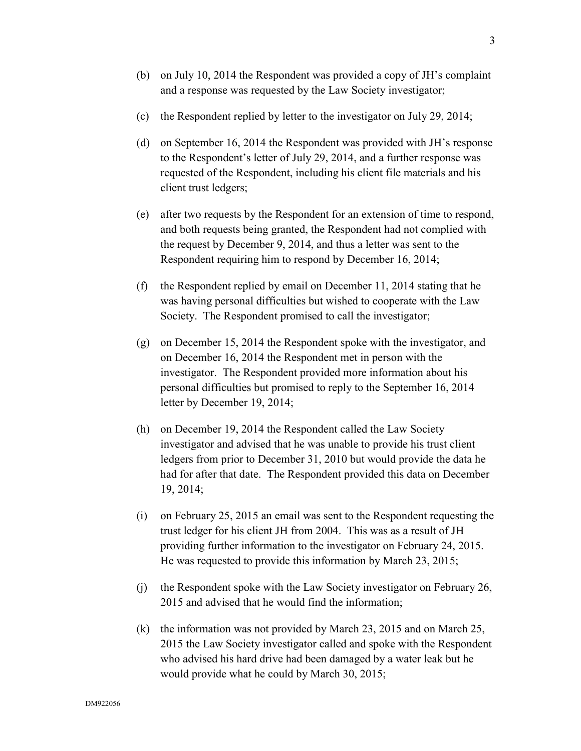(b) on July 10, 2014 the Respondent was provided a copy of JH's complaint and a response was requested by the Law Society investigator;

(c) the Respondent replied by letter to the investigator on July 29, 2014;

(d) on September 16, 2014 the Respondent was provided with JH's response to the Respondent's letter of July 29, 2014, and a further response was requested of the Respondent, including his client file materials and his client trust ledgers;

(e) after two requests by the Respondent for an extension of time to respond, and both requests being granted, the Respondent had not complied with the request by December 9, 2014, and thus a letter was sent to the Respondent requiring him to respond by December 16, 2014;

(f) the Respondent replied by email on December 11, 2014 stating that he was having personal difficulties but wished to cooperate with the Law Society. The Respondent promised to call the investigator;

(g) on December 15, 2014 the Respondent spoke with the investigator, and on December 16, 2014 the Respondent met in person with the investigator. The Respondent provided more information about his personal difficulties but promised to reply to the September 16, 2014 letter by December 19, 2014;

(h) on December 19, 2014 the Respondent called the Law Society investigator and advised that he was unable to provide his trust client ledgers from prior to December 31, 2010 but would provide the data he had for after that date. The Respondent provided this data on December 19, 2014;

(i) on February 25, 2015 an email was sent to the Respondent requesting the trust ledger for his client JH from 2004. This was as a result of JH providing further information to the investigator on February 24, 2015. He was requested to provide this information by March 23, 2015;

(j) the Respondent spoke with the Law Society investigator on February 26, 2015 and advised that he would find the information;

(k) the information was not provided by March 23, 2015 and on March 25, 2015 the Law Society investigator called and spoke with the Respondent who advised his hard drive had been damaged by a water leak but he would provide what he could by March 30, 2015;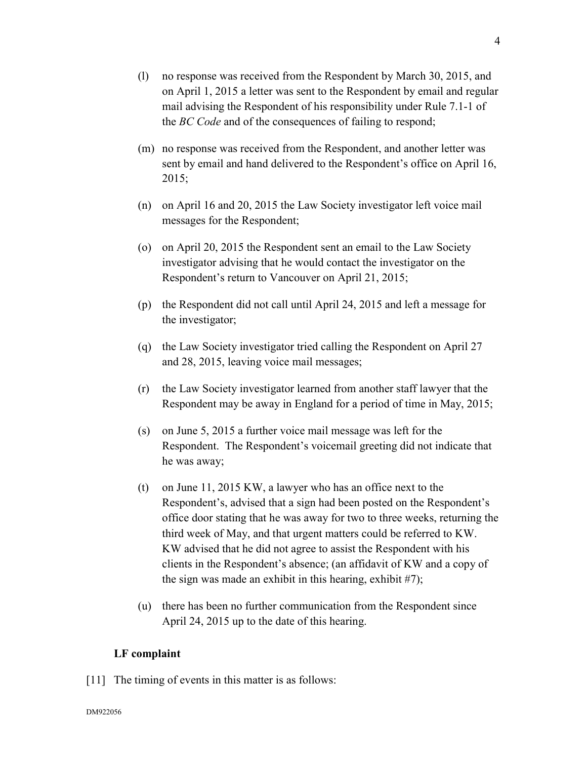(l) no response was received from the Respondent by March 30, 2015, and on April 1, 2015 a letter was sent to the Respondent by email and regular mail advising the Respondent of his responsibility under Rule 7.1-1 of the *BC Code* and of the consequences of failing to respond;

(m) no response was received from the Respondent, and another letter was sent by email and hand delivered to the Respondent's office on April 16, 2015;

(n) on April 16 and 20, 2015 the Law Society investigator left voice mail messages for the Respondent;

(o) on April 20, 2015 the Respondent sent an email to the Law Society investigator advising that he would contact the investigator on the Respondent's return to Vancouver on April 21, 2015;

(p) the Respondent did not call until April 24, 2015 and left a message for the investigator;

(q) the Law Society investigator tried calling the Respondent on April 27 and 28, 2015, leaving voice mail messages;

(r) the Law Society investigator learned from another staff lawyer that the Respondent may be away in England for a period of time in May, 2015;

(s) on June 5, 2015 a further voice mail message was left for the Respondent. The Respondent's voicemail greeting did not indicate that he was away;

(t) on June 11, 2015 KW, a lawyer who has an office next to the Respondent's, advised that a sign had been posted on the Respondent's office door stating that he was away for two to three weeks, returning the third week of May, and that urgent matters could be referred to KW. KW advised that he did not agree to assist the Respondent with his clients in the Respondent's absence; (an affidavit of KW and a copy of the sign was made an exhibit in this hearing, exhibit #7);

(u) there has been no further communication from the Respondent since April 24, 2015 up to the date of this hearing.

**LF complaint**

[11] The timing of events in this matter is as follows: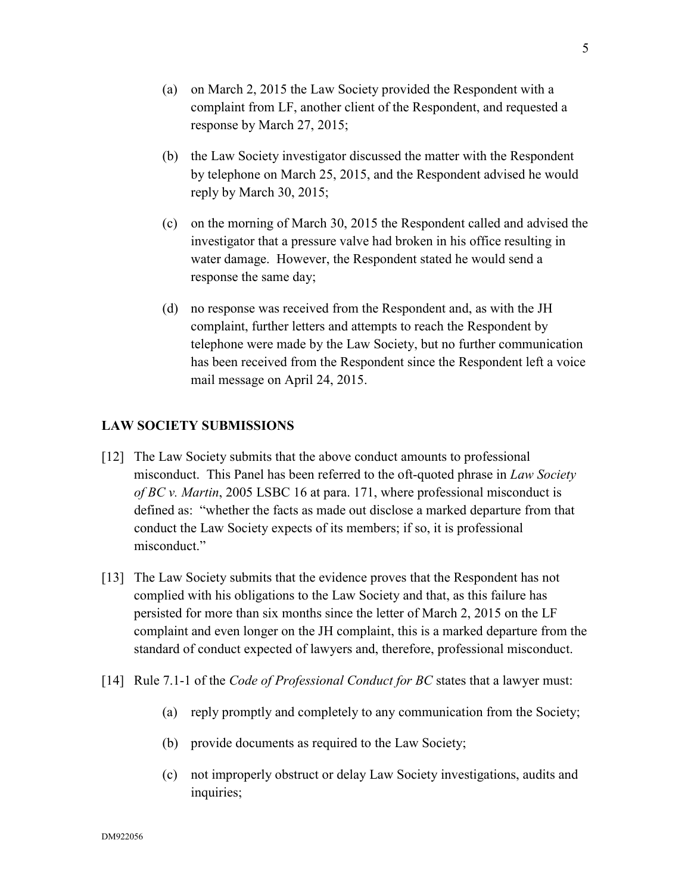(a) on March 2, 2015 the Law Society provided the Respondent with a complaint from LF, another client of the Respondent, and requested a response by March 27, 2015;

(b) the Law Society investigator discussed the matter with the Respondent by telephone on March 25, 2015, and the Respondent advised he would reply by March 30, 2015;

(c) on the morning of March 30, 2015 the Respondent called and advised the investigator that a pressure valve had broken in his office resulting in water damage. However, the Respondent stated he would send a response the same day;

(d) no response was received from the Respondent and, as with the JH complaint, further letters and attempts to reach the Respondent by telephone were made by the Law Society, but no further communication has been received from the Respondent since the Respondent left a voice mail message on April 24, 2015.

## LAW SOCIETY SUBMISSIONS

[12] The Law Society submits that the above conduct amounts to professional misconduct. This Panel has been referred to the oft-quoted phrase in *Law Society of BC v. Martin*, 2005 LSBC 16 at para. 171, where professional misconduct is defined as: "whether the facts as made out disclose a marked departure from that conduct the Law Society expects of its members; if so, it is professional misconduct."

[13] The Law Society submits that the evidence proves that the Respondent has not complied with his obligations to the Law Society and that, as this failure has persisted for more than six months since the letter of March 2, 2015 on the LF complaint and even longer on the JH complaint, this is a marked departure from the standard of conduct expected of lawyers and, therefore, professional misconduct.

[14] Rule 7.1-1 of the *Code of Professional Conduct for BC* states that a lawyer must:

(a) reply promptly and completely to any communication from the Society;

(b) provide documents as required to the Law Society;

(c) not improperly obstruct or delay Law Society investigations, audits and inquiries;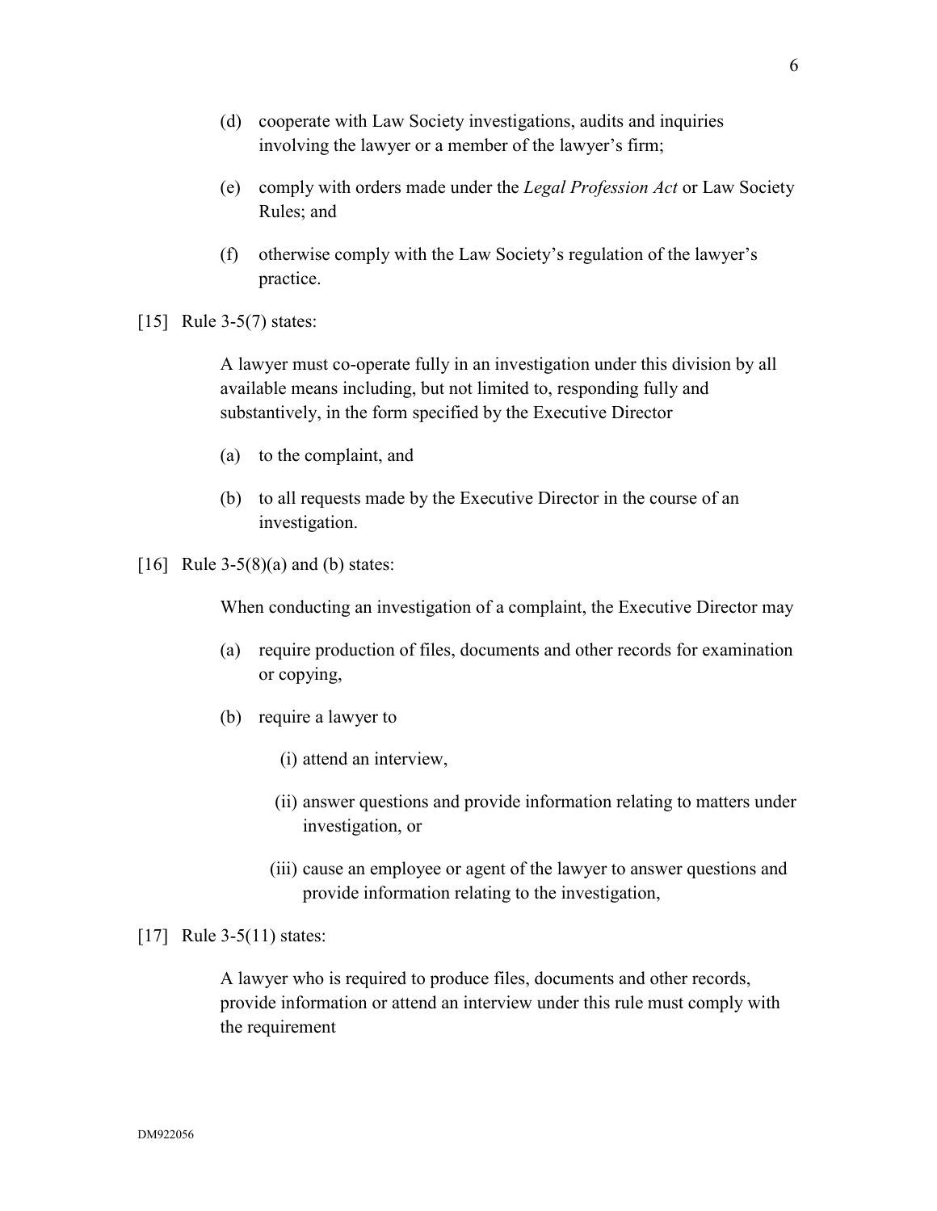(d) cooperate with Law Society investigations, audits and inquiries involving the lawyer or a member of the lawyer's firm;

(e) comply with orders made under the *Legal Profession Act* or Law Society Rules; and

(f) otherwise comply with the Law Society's regulation of the lawyer's practice.

[15] Rule 3-5(7) states:

> A lawyer must co-operate fully in an investigation under this division by all available means including, but not limited to, responding fully and substantively, in the form specified by the Executive Director
>
> (a) to the complaint, and
>
> (b) to all requests made by the Executive Director in the course of an investigation.

[16] Rule 3-5(8)(a) and (b) states:

> When conducting an investigation of a complaint, the Executive Director may
>
> (a) require production of files, documents and other records for examination or copying,
>
> (b) require a lawyer to
>
> (i) attend an interview,
>
> (ii) answer questions and provide information relating to matters under investigation, or
>
> (iii) cause an employee or agent of the lawyer to answer questions and provide information relating to the investigation,

[17] Rule 3-5(11) states:

> A lawyer who is required to produce files, documents and other records, provide information or attend an interview under this rule must comply with the requirement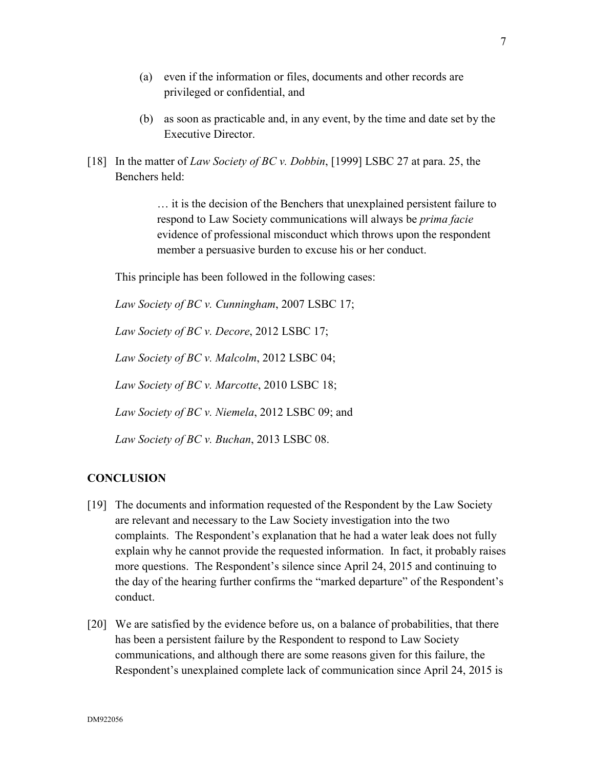(a) even if the information or files, documents and other records are privileged or confidential, and

(b) as soon as practicable and, in any event, by the time and date set by the Executive Director.

[18] In the matter of *Law Society of BC v. Dobbin*, [1999] LSBC 27 at para. 25, the Benchers held:

> … it is the decision of the Benchers that unexplained persistent failure to respond to Law Society communications will always be *prima facie* evidence of professional misconduct which throws upon the respondent member a persuasive burden to excuse his or her conduct.

This principle has been followed in the following cases:

*Law Society of BC v. Cunningham*, 2007 LSBC 17;

*Law Society of BC v. Decore*, 2012 LSBC 17;

*Law Society of BC v. Malcolm*, 2012 LSBC 04;

*Law Society of BC v. Marcotte*, 2010 LSBC 18;

*Law Society of BC v. Niemela*, 2012 LSBC 09; and

*Law Society of BC v. Buchan*, 2013 LSBC 08.

## CONCLUSION

[19] The documents and information requested of the Respondent by the Law Society are relevant and necessary to the Law Society investigation into the two complaints. The Respondent's explanation that he had a water leak does not fully explain why he cannot provide the requested information. In fact, it probably raises more questions. The Respondent's silence since April 24, 2015 and continuing to the day of the hearing further confirms the "marked departure" of the Respondent's conduct.

[20] We are satisfied by the evidence before us, on a balance of probabilities, that there has been a persistent failure by the Respondent to respond to Law Society communications, and although there are some reasons given for this failure, the Respondent's unexplained complete lack of communication since April 24, 2015 is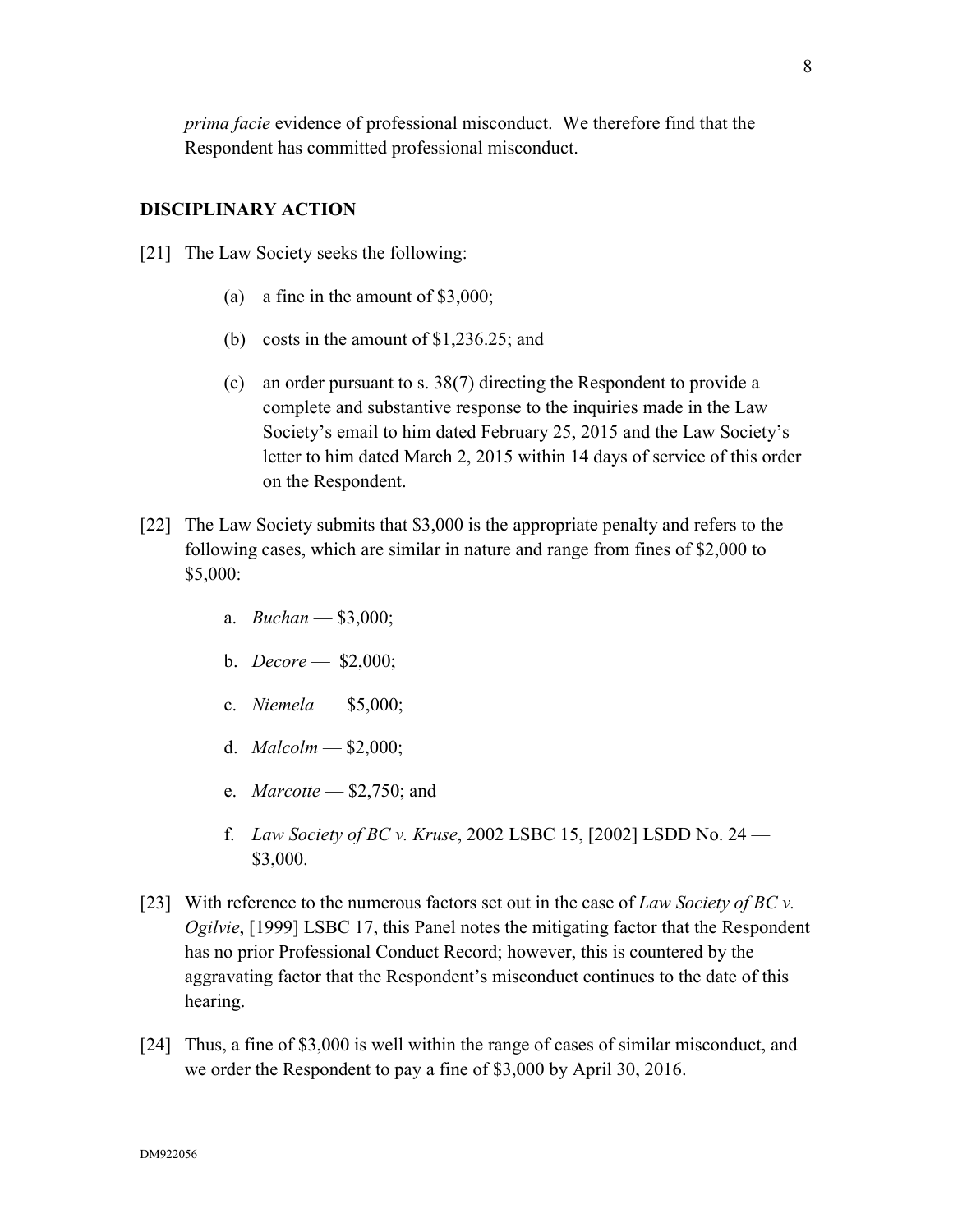*prima facie* evidence of professional misconduct. We therefore find that the Respondent has committed professional misconduct.

## DISCIPLINARY ACTION

[21] The Law Society seeks the following:

(a) a fine in the amount of $3,000;

(b) costs in the amount of $1,236.25; and

(c) an order pursuant to s. 38(7) directing the Respondent to provide a complete and substantive response to the inquiries made in the Law Society's email to him dated February 25, 2015 and the Law Society's letter to him dated March 2, 2015 within 14 days of service of this order on the Respondent.

[22] The Law Society submits that $3,000 is the appropriate penalty and refers to the following cases, which are similar in nature and range from fines of $2,000 to $5,000:

a. *Buchan* — $3,000;

b. *Decore* — $2,000;

c. *Niemela* — $5,000;

d. *Malcolm* — $2,000;

e. *Marcotte* — $2,750; and

f. *Law Society of BC v. Kruse*, 2002 LSBC 15, [2002] LSDD No. 24 — $3,000.

[23] With reference to the numerous factors set out in the case of *Law Society of BC v. Ogilvie*, [1999] LSBC 17, this Panel notes the mitigating factor that the Respondent has no prior Professional Conduct Record; however, this is countered by the aggravating factor that the Respondent's misconduct continues to the date of this hearing.

[24] Thus, a fine of $3,000 is well within the range of cases of similar misconduct, and we order the Respondent to pay a fine of $3,000 by April 30, 2016.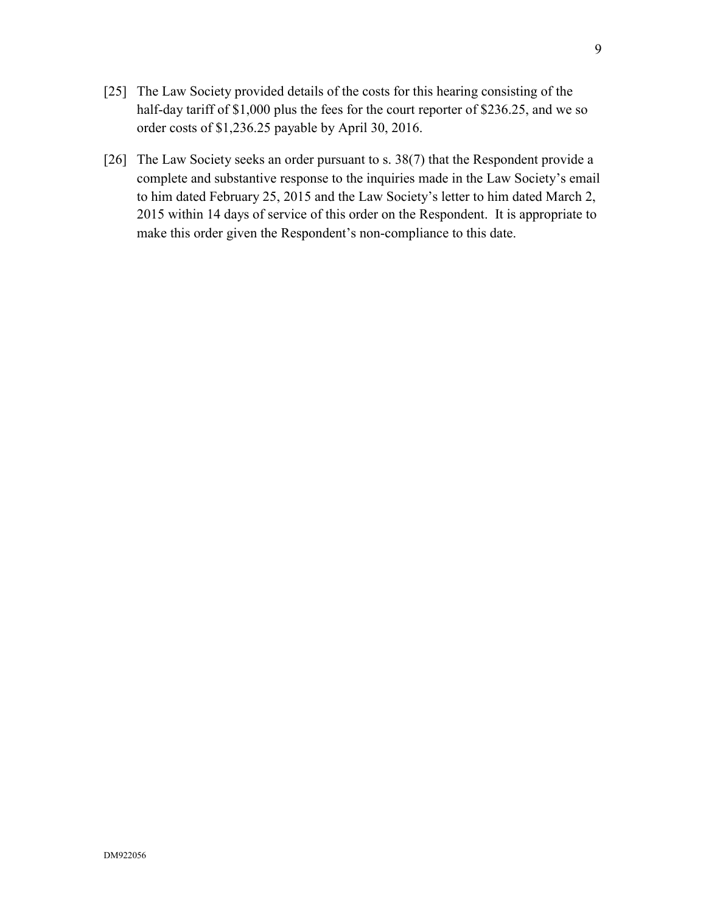[25] The Law Society provided details of the costs for this hearing consisting of the half-day tariff of $1,000 plus the fees for the court reporter of $236.25, and we so order costs of $1,236.25 payable by April 30, 2016.

[26] The Law Society seeks an order pursuant to s. 38(7) that the Respondent provide a complete and substantive response to the inquiries made in the Law Society's email to him dated February 25, 2015 and the Law Society's letter to him dated March 2, 2015 within 14 days of service of this order on the Respondent. It is appropriate to make this order given the Respondent's non-compliance to this date.

DM922056